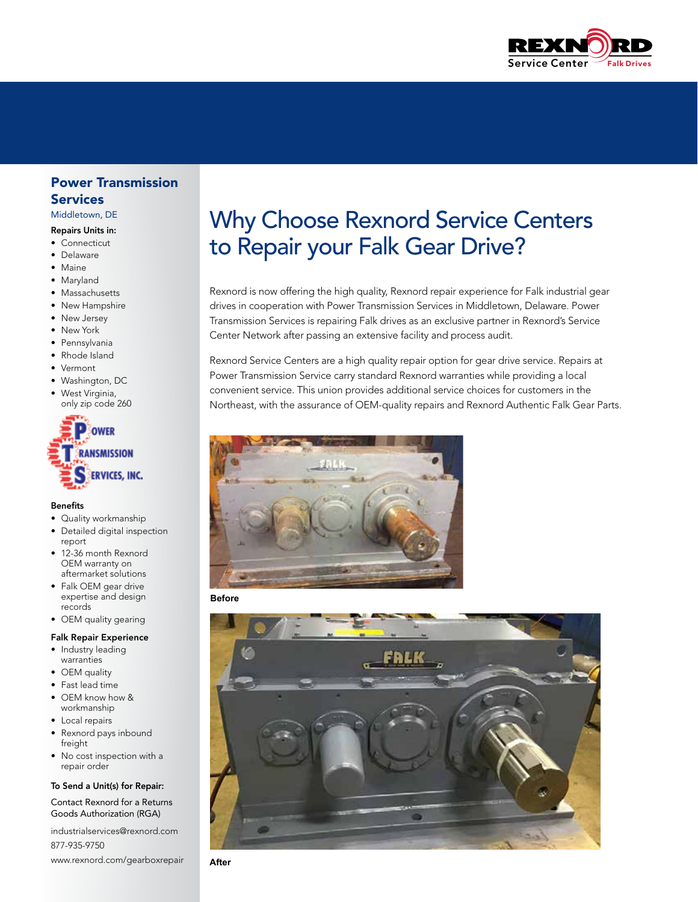# Why Choose Rexnord Service Centers to Repair your Falk Gear Drive?

Rexnord is now offering the high quality, Rexnord repair experience for Falk industrial gear drives in cooperation with Power Transmission Services in Middletown, Delaware. Power Transmission Services is repairing Falk drives as an exclusive partner in Rexnord's Service Center Network after passing an extensive facility and process audit.

Rexnord Service Centers are a high quality repair option for gear drive service. Repairs at Power Transmission Service carry standard Rexnord warranties while providing a local convenient service. This union provides additional service choices for customers in the Northeast, with the assurance of OEM-quality repairs and Rexnord Authentic Falk Gear Parts.

**Before**

**After**

## Power Transmission Services

Middletown, DE

**Repairs Units in:**

- Connecticut
- Delaware
- Maine
- Maryland
- Massachusetts
- New Hampshire
- New Jersey
- New York
- Pennsylvania
- Rhode Island
- Vermont
- Washington, DC
- West Virginia, only zip code 260

**Benefits**

- Quality workmanship
- Detailed digital inspection report
- 12-36 month Rexnord OEM warranty on aftermarket solutions
- Falk OEM gear drive expertise and design records
- OEM quality gearing

**Falk Repair Experience**

- Industry leading warranties
- OEM quality
- Fast lead time
- OEM know how & workmanship
- Local repairs
- Rexnord pays inbound freight
- No cost inspection with a repair order

**To Send a Unit(s) for Repair:**

Contact Rexnord for a Returns Goods Authorization (RGA)

industrialservices@rexnord.com

877-935-9750

www.rexnord.com/gearboxrepair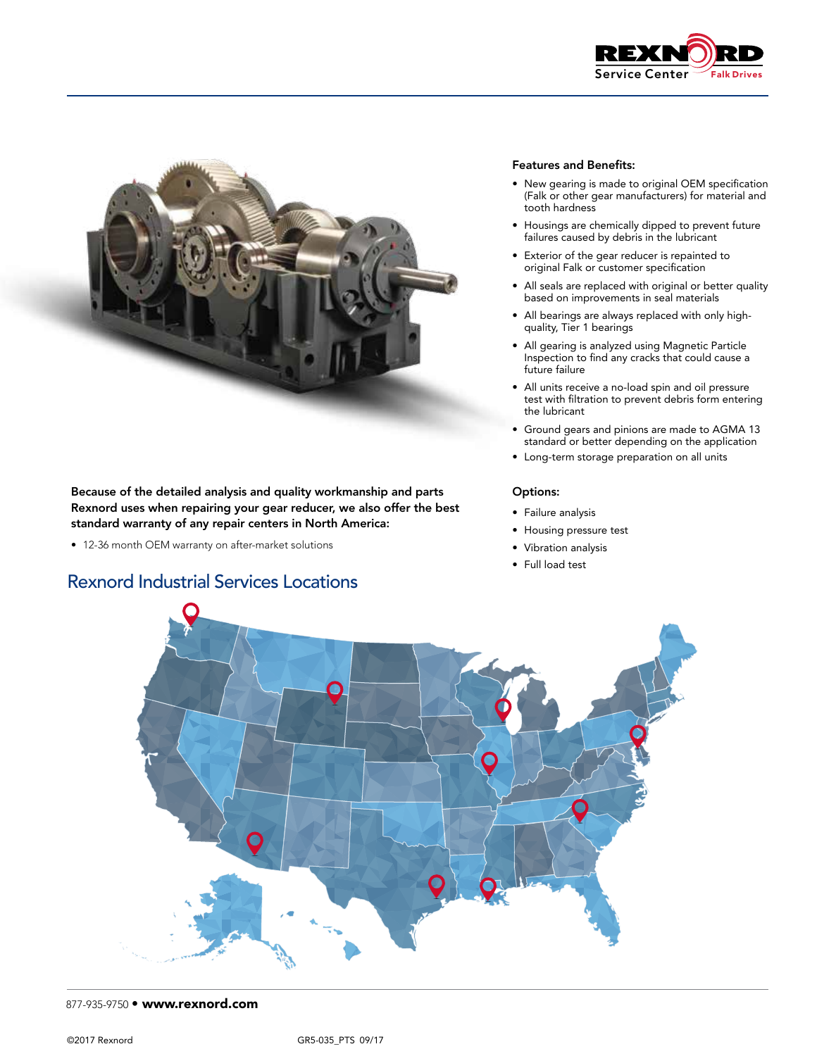## Features and Benefits:

- New gearing is made to original OEM specification (Falk or other gear manufacturers) for material and tooth hardness
- Housings are chemically dipped to prevent future failures caused by debris in the lubricant
- Exterior of the gear reducer is repainted to original Falk or customer specification
- All seals are replaced with original or better quality based on improvements in seal materials
- All bearings are always replaced with only high-quality, Tier 1 bearings
- All gearing is analyzed using Magnetic Particle Inspection to find any cracks that could cause a future failure
- All units receive a no-load spin and oil pressure test with filtration to prevent debris form entering the lubricant
- Ground gears and pinions are made to AGMA 13 standard or better depending on the application
- Long-term storage preparation on all units

## Options:

- Failure analysis
- Housing pressure test
- Vibration analysis
- Full load test

**Because of the detailed analysis and quality workmanship and parts Rexnord uses when repairing your gear reducer, we also offer the best standard warranty of any repair centers in North America:**

- 12-36 month OEM warranty on after-market solutions

## Rexnord Industrial Services Locations

877-935-9750 • **www.rexnord.com**

©2017 Rexnord

GR5-035_PTS 09/17